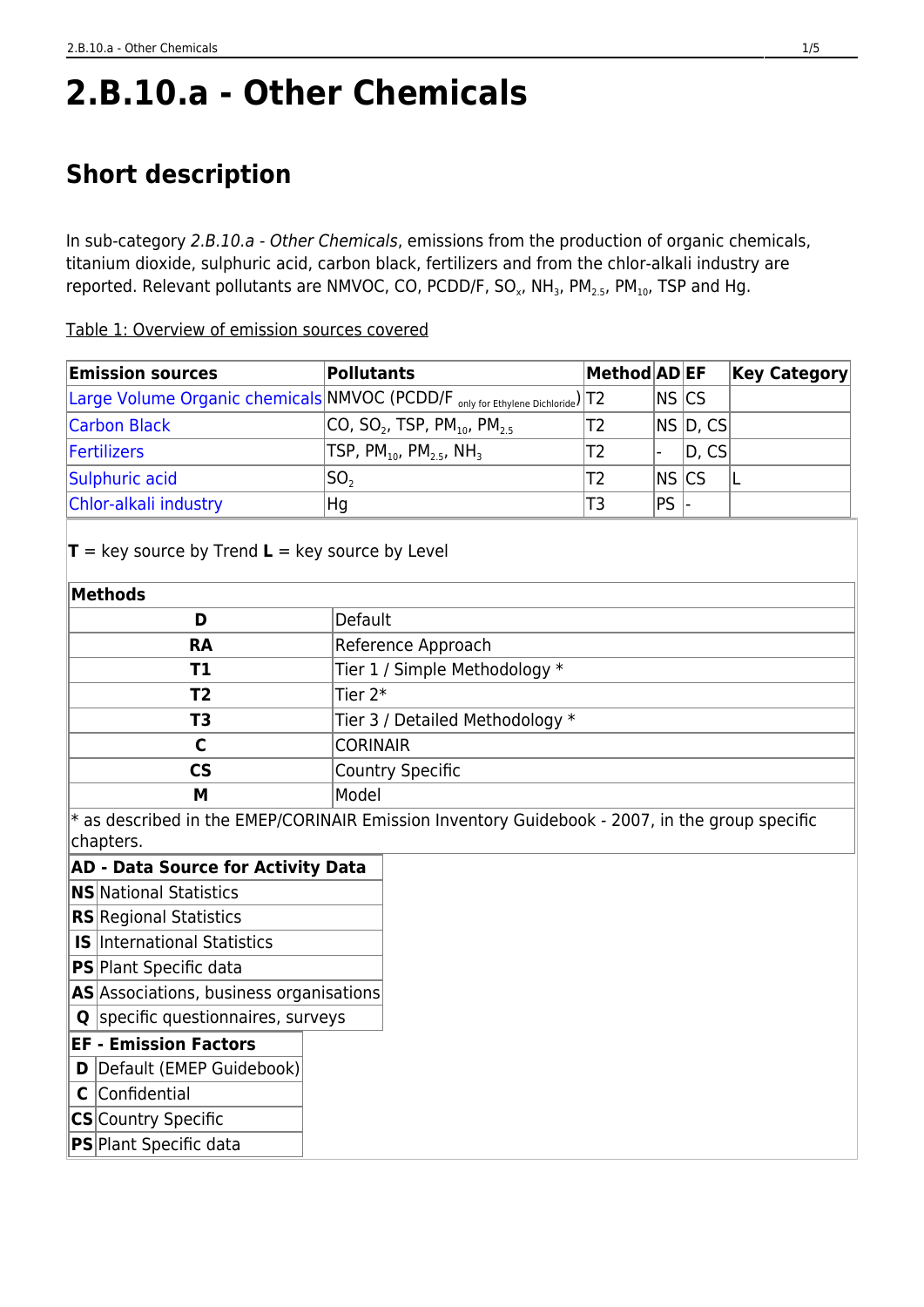# 2.B.10.a - Other Chemicals

## Short description

In sub-category *2.B.10.a - Other Chemicals*, emissions from the production of organic chemicals, titanium dioxide, sulphuric acid, carbon black, fertilizers and from the chlor-alkali industry are reported. Relevant pollutants are NMVOC, CO, PCDD/F, $SO_x$, $NH_3$, $PM_{2.5}$, $PM_{10}$, TSP and Hg.

Table 1: Overview of emission sources covered

| Emission sources | Pollutants | Method | AD | EF | Key Category |
|---|---|---|---|---|---|
| Large Volume Organic chemicals | NMVOC (PCDD/F $_{\text{only for Ethylene Dichloride}}$) | T2 | NS | CS | |
| Carbon Black | CO, $SO_2$, TSP, $PM_{10}$, $PM_{2.5}$ | T2 | NS | D, CS | |
| Fertilizers | TSP, $PM_{10}$, $PM_{2.5}$, $NH_3$ | T2 | - | D, CS | |
| Sulphuric acid | $SO_2$ | T2 | NS | CS | L |
| Chlor-alkali industry | Hg | T3 | PS | - | |

**T** = key source by Trend **L** = key source by Level

| Methods | |
|---|---|
| **D** | Default |
| **RA** | Reference Approach |
| **T1** | Tier 1 / Simple Methodology * |
| **T2** | Tier 2* |
| **T3** | Tier 3 / Detailed Methodology * |
| **C** | CORINAIR |
| **CS** | Country Specific |
| **M** | Model |

* as described in the EMEP/CORINAIR Emission Inventory Guidebook - 2007, in the group specific chapters.

| AD - Data Source for Activity Data | |
|---|---|
| **NS** | National Statistics |
| **RS** | Regional Statistics |
| **IS** | International Statistics |
| **PS** | Plant Specific data |
| **AS** | Associations, business organisations |
| **Q** | specific questionnaires, surveys |

| EF - Emission Factors | |
|---|---|
| **D** | Default (EMEP Guidebook) |
| **C** | Confidential |
| **CS** | Country Specific |
| **PS** | Plant Specific data |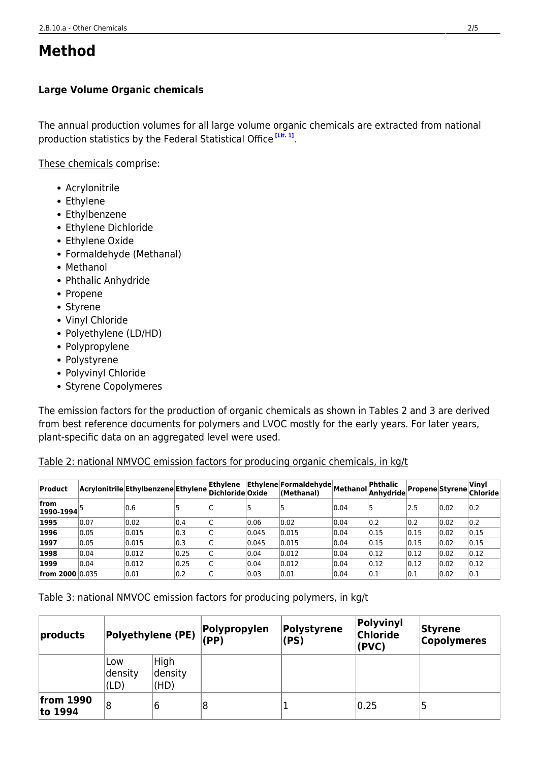# Method

### Large Volume Organic chemicals

The annual production volumes for all large volume organic chemicals are extracted from national production statistics by the Federal Statistical Office [Lit. 1].

These chemicals comprise:

- Acrylonitrile
- Ethylene
- Ethylbenzene
- Ethylene Dichloride
- Ethylene Oxide
- Formaldehyde (Methanal)
- Methanol
- Phthalic Anhydride
- Propene
- Styrene
- Vinyl Chloride
- Polyethylene (LD/HD)
- Polypropylene
- Polystyrene
- Polyvinyl Chloride
- Styrene Copolymeres

The emission factors for the production of organic chemicals as shown in Tables 2 and 3 are derived from best reference documents for polymers and LVOC mostly for the early years. For later years, plant-specific data on an aggregated level were used.

Table 2: national NMVOC emission factors for producing organic chemicals, in kg/t

| Product | Acrylonitrile | Ethylbenzene | Ethylene | Ethylene Dichloride | Ethylene Oxide | Formaldehyde (Methanal) | Methanol | Phthalic Anhydride | Propene | Styrene | Vinyl Chloride |
|---|---|---|---|---|---|---|---|---|---|---|---|
| **from 1990-1994** | 5 | 0.6 | 5 | C | 5 | 5 | 0.04 | 5 | 2.5 | 0.02 | 0.2 |
| **1995** | 0.07 | 0.02 | 0.4 | C | 0.06 | 0.02 | 0.04 | 0.2 | 0.2 | 0.02 | 0.2 |
| **1996** | 0.05 | 0.015 | 0.3 | C | 0.045 | 0.015 | 0.04 | 0.15 | 0.15 | 0.02 | 0.15 |
| **1997** | 0.05 | 0.015 | 0.3 | C | 0.045 | 0.015 | 0.04 | 0.15 | 0.15 | 0.02 | 0.15 |
| **1998** | 0.04 | 0.012 | 0.25 | C | 0.04 | 0.012 | 0.04 | 0.12 | 0.12 | 0.02 | 0.12 |
| **1999** | 0.04 | 0.012 | 0.25 | C | 0.04 | 0.012 | 0.04 | 0.12 | 0.12 | 0.02 | 0.12 |
| **from 2000** | 0.035 | 0.01 | 0.2 | C | 0.03 | 0.01 | 0.04 | 0.1 | 0.1 | 0.02 | 0.1 |

Table 3: national NMVOC emission factors for producing polymers, in kg/t

| products | Polyethylene (PE) | | Polypropylen (PP) | Polystyrene (PS) | Polyvinyl Chloride (PVC) | Styrene Copolymeres |
|---|---|---|---|---|---|---|
| | Low density (LD) | High density (HD) | | | | |
| **from 1990 to 1994** | 8 | 6 | 8 | 1 | 0.25 | 5 |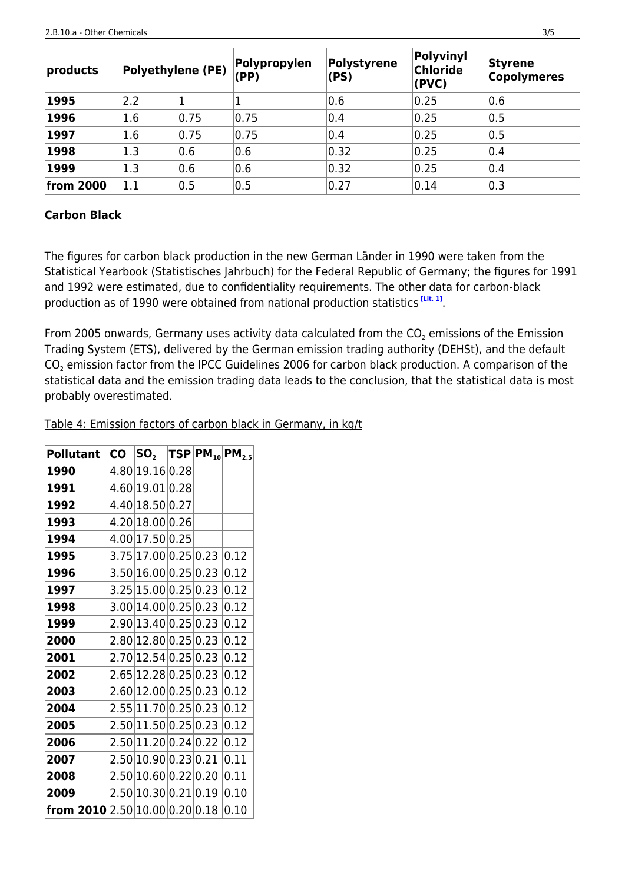| products | Polyethylene (PE) | | Polypropylen (PP) | Polystyrene (PS) | Polyvinyl Chloride (PVC) | Styrene Copolymeres |
|---|---|---|---|---|---|---|
| 1995 | 2.2 | 1 | 1 | 0.6 | 0.25 | 0.6 |
| 1996 | 1.6 | 0.75 | 0.75 | 0.4 | 0.25 | 0.5 |
| 1997 | 1.6 | 0.75 | 0.75 | 0.4 | 0.25 | 0.5 |
| 1998 | 1.3 | 0.6 | 0.6 | 0.32 | 0.25 | 0.4 |
| 1999 | 1.3 | 0.6 | 0.6 | 0.32 | 0.25 | 0.4 |
| from 2000 | 1.1 | 0.5 | 0.5 | 0.27 | 0.14 | 0.3 |

**Carbon Black**

The figures for carbon black production in the new German Länder in 1990 were taken from the Statistical Yearbook (Statistisches Jahrbuch) for the Federal Republic of Germany; the figures for 1991 and 1992 were estimated, due to confidentiality requirements. The other data for carbon-black production as of 1990 were obtained from national production statistics [Lit. 1].

From 2005 onwards, Germany uses activity data calculated from the $CO_2$ emissions of the Emission Trading System (ETS), delivered by the German emission trading authority (DEHSt), and the default $CO_2$ emission factor from the IPCC Guidelines 2006 for carbon black production. A comparison of the statistical data and the emission trading data leads to the conclusion, that the statistical data is most probably overestimated.

Table 4: Emission factors of carbon black in Germany, in kg/t

| Pollutant | CO | $SO_2$ | TSP | $PM_{10}$ | $PM_{2.5}$ |
|---|---|---|---|---|---|
| 1990 | 4.80 | 19.16 | 0.28 | | |
| 1991 | 4.60 | 19.01 | 0.28 | | |
| 1992 | 4.40 | 18.50 | 0.27 | | |
| 1993 | 4.20 | 18.00 | 0.26 | | |
| 1994 | 4.00 | 17.50 | 0.25 | | |
| 1995 | 3.75 | 17.00 | 0.25 | 0.23 | 0.12 |
| 1996 | 3.50 | 16.00 | 0.25 | 0.23 | 0.12 |
| 1997 | 3.25 | 15.00 | 0.25 | 0.23 | 0.12 |
| 1998 | 3.00 | 14.00 | 0.25 | 0.23 | 0.12 |
| 1999 | 2.90 | 13.40 | 0.25 | 0.23 | 0.12 |
| 2000 | 2.80 | 12.80 | 0.25 | 0.23 | 0.12 |
| 2001 | 2.70 | 12.54 | 0.25 | 0.23 | 0.12 |
| 2002 | 2.65 | 12.28 | 0.25 | 0.23 | 0.12 |
| 2003 | 2.60 | 12.00 | 0.25 | 0.23 | 0.12 |
| 2004 | 2.55 | 11.70 | 0.25 | 0.23 | 0.12 |
| 2005 | 2.50 | 11.50 | 0.25 | 0.23 | 0.12 |
| 2006 | 2.50 | 11.20 | 0.24 | 0.22 | 0.12 |
| 2007 | 2.50 | 10.90 | 0.23 | 0.21 | 0.11 |
| 2008 | 2.50 | 10.60 | 0.22 | 0.20 | 0.11 |
| 2009 | 2.50 | 10.30 | 0.21 | 0.19 | 0.10 |
| from 2010 | 2.50 | 10.00 | 0.20 | 0.18 | 0.10 |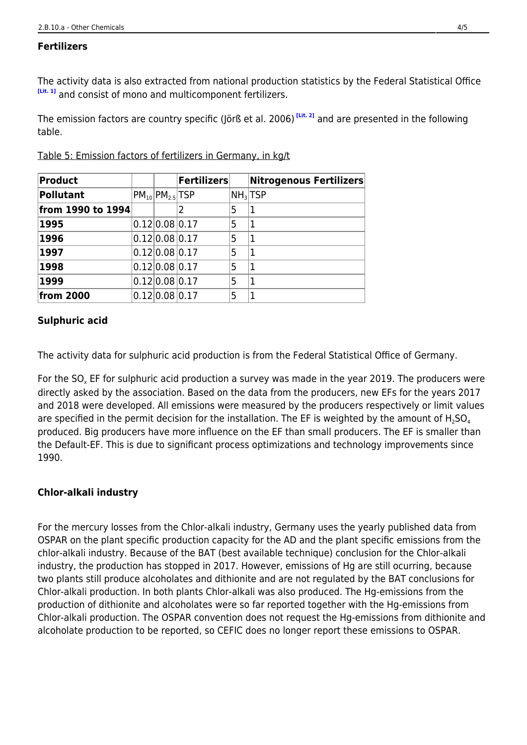#### Fertilizers

The activity data is also extracted from national production statistics by the Federal Statistical Office [Lit. 1] and consist of mono and multicomponent fertilizers.

The emission factors are country specific (Jörß et al. 2006) [Lit. 2] and are presented in the following table.

Table 5: Emission factors of fertilizers in Germany, in kg/t

| Product | | | Fertilizers | | Nitrogenous Fertilizers |
|---|---|---|---|---|---|
| Pollutant | $PM_{10}$ | $PM_{2.5}$ | TSP | $NH_3$ | TSP |
| from 1990 to 1994 | | | 2 | 5 | 1 |
| 1995 | 0.12 | 0.08 | 0.17 | 5 | 1 |
| 1996 | 0.12 | 0.08 | 0.17 | 5 | 1 |
| 1997 | 0.12 | 0.08 | 0.17 | 5 | 1 |
| 1998 | 0.12 | 0.08 | 0.17 | 5 | 1 |
| 1999 | 0.12 | 0.08 | 0.17 | 5 | 1 |
| from 2000 | 0.12 | 0.08 | 0.17 | 5 | 1 |

#### Sulphuric acid

The activity data for sulphuric acid production is from the Federal Statistical Office of Germany.

For the $SO_x$ EF for sulphuric acid production a survey was made in the year 2019. The producers were directly asked by the association. Based on the data from the producers, new EFs for the years 2017 and 2018 were developed. All emissions were measured by the producers respectively or limit values are specified in the permit decision for the installation. The EF is weighted by the amount of $H_2SO_4$ produced. Big producers have more influence on the EF than small producers. The EF is smaller than the Default-EF. This is due to significant process optimizations and technology improvements since 1990.

#### Chlor-alkali industry

For the mercury losses from the Chlor-alkali industry, Germany uses the yearly published data from OSPAR on the plant specific production capacity for the AD and the plant specific emissions from the chlor-alkali industry. Because of the BAT (best available technique) conclusion for the Chlor-alkali industry, the production has stopped in 2017. However, emissions of Hg are still ocurring, because two plants still produce alcoholates and dithionite and are not regulated by the BAT conclusions for Chlor-alkali production. In both plants Chlor-alkali was also produced. The Hg-emissions from the production of dithionite and alcoholates were so far reported together with the Hg-emissions from Chlor-alkali production. The OSPAR convention does not request the Hg-emissions from dithionite and alcoholate production to be reported, so CEFIC does no longer report these emissions to OSPAR.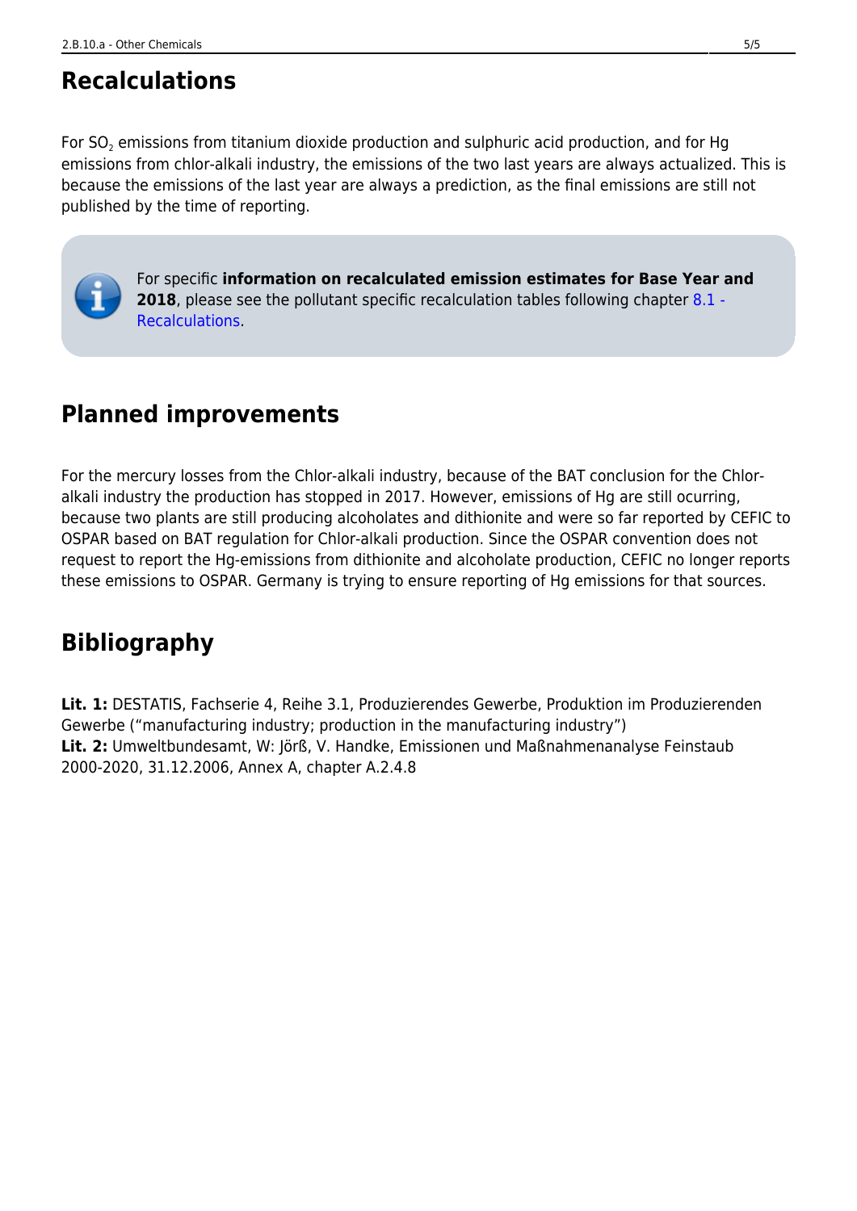## Recalculations

For $SO_2$ emissions from titanium dioxide production and sulphuric acid production, and for Hg emissions from chlor-alkali industry, the emissions of the two last years are always actualized. This is because the emissions of the last year are always a prediction, as the final emissions are still not published by the time of reporting.

For specific **information on recalculated emission estimates for Base Year and 2018**, please see the pollutant specific recalculation tables following chapter 8.1 - Recalculations.

## Planned improvements

For the mercury losses from the Chlor-alkali industry, because of the BAT conclusion for the Chlor-alkali industry the production has stopped in 2017. However, emissions of Hg are still ocurring, because two plants are still producing alcoholates and dithionite and were so far reported by CEFIC to OSPAR based on BAT regulation for Chlor-alkali production. Since the OSPAR convention does not request to report the Hg-emissions from dithionite and alcoholate production, CEFIC no longer reports these emissions to OSPAR. Germany is trying to ensure reporting of Hg emissions for that sources.

## Bibliography

**Lit. 1:** DESTATIS, Fachserie 4, Reihe 3.1, Produzierendes Gewerbe, Produktion im Produzierenden Gewerbe ("manufacturing industry; production in the manufacturing industry")
**Lit. 2:** Umweltbundesamt, W: Jörß, V. Handke, Emissionen und Maßnahmenanalyse Feinstaub 2000-2020, 31.12.2006, Annex A, chapter A.2.4.8